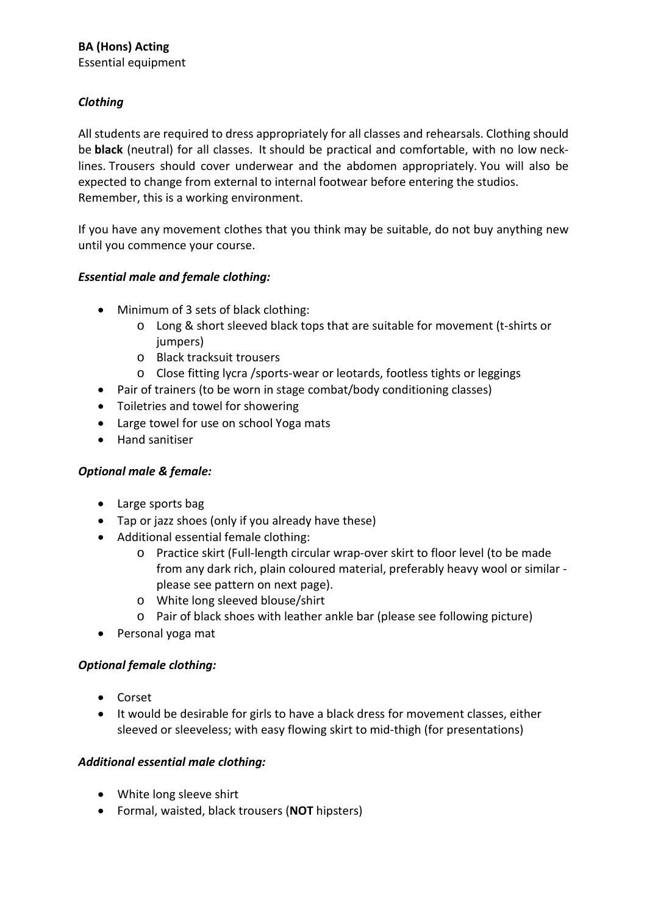**BA (Hons) Acting**

Essential equipment

### *Clothing*

All students are required to dress appropriately for all classes and rehearsals. Clothing should be **black** (neutral) for all classes. It should be practical and comfortable, with no low necklines. Trousers should cover underwear and the abdomen appropriately. You will also be expected to change from external to internal footwear before entering the studios. Remember, this is a working environment.

If you have any movement clothes that you think may be suitable, do not buy anything new until you commence your course.

### *Essential male and female clothing:*

- Minimum of 3 sets of black clothing:
  - Long & short sleeved black tops that are suitable for movement (t-shirts or jumpers)
  - Black tracksuit trousers
  - Close fitting lycra /sports-wear or leotards, footless tights or leggings
- Pair of trainers (to be worn in stage combat/body conditioning classes)
- Toiletries and towel for showering
- Large towel for use on school Yoga mats
- Hand sanitiser

### *Optional male & female:*

- Large sports bag
- Tap or jazz shoes (only if you already have these)
- Additional essential female clothing:
  - Practice skirt (Full-length circular wrap-over skirt to floor level (to be made from any dark rich, plain coloured material, preferably heavy wool or similar - please see pattern on next page).
  - White long sleeved blouse/shirt
  - Pair of black shoes with leather ankle bar (please see following picture)
- Personal yoga mat

### *Optional female clothing:*

- Corset
- It would be desirable for girls to have a black dress for movement classes, either sleeved or sleeveless; with easy flowing skirt to mid-thigh (for presentations)

### *Additional essential male clothing:*

- White long sleeve shirt
- Formal, waisted, black trousers (**NOT** hipsters)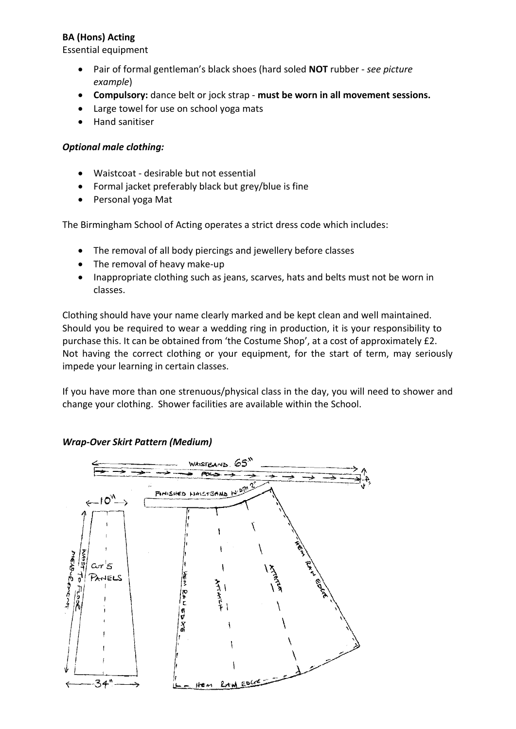**BA (Hons) Acting**

Essential equipment

- Pair of formal gentleman's black shoes (hard soled **NOT** rubber - *see picture example*)
- **Compulsory:** dance belt or jock strap - **must be worn in all movement sessions.**
- Large towel for use on school yoga mats
- Hand sanitiser

***Optional male clothing:***

- Waistcoat - desirable but not essential
- Formal jacket preferably black but grey/blue is fine
- Personal yoga Mat

The Birmingham School of Acting operates a strict dress code which includes:

- The removal of all body piercings and jewellery before classes
- The removal of heavy make-up
- Inappropriate clothing such as jeans, scarves, hats and belts must not be worn in classes.

Clothing should have your name clearly marked and be kept clean and well maintained. Should you be required to wear a wedding ring in production, it is your responsibility to purchase this. It can be obtained from 'the Costume Shop', at a cost of approximately £2. Not having the correct clothing or your equipment, for the start of term, may seriously impede your learning in certain classes.

If you have more than one strenuous/physical class in the day, you will need to shower and change your clothing. Shower facilities are available within the School.

***Wrap-Over Skirt Pattern (Medium)***

WAISTBAND 65"

FOLD

4"

FINISHED WAISTBAND WIDTH 2"

10"

WAIST TO FLOOR MEASUREMENT

CUT 5 PANELS

34"

HEM RAW EDGE

ATTATCH

ATTATCH

HEM RAW EDGE

HEM RAW EDGE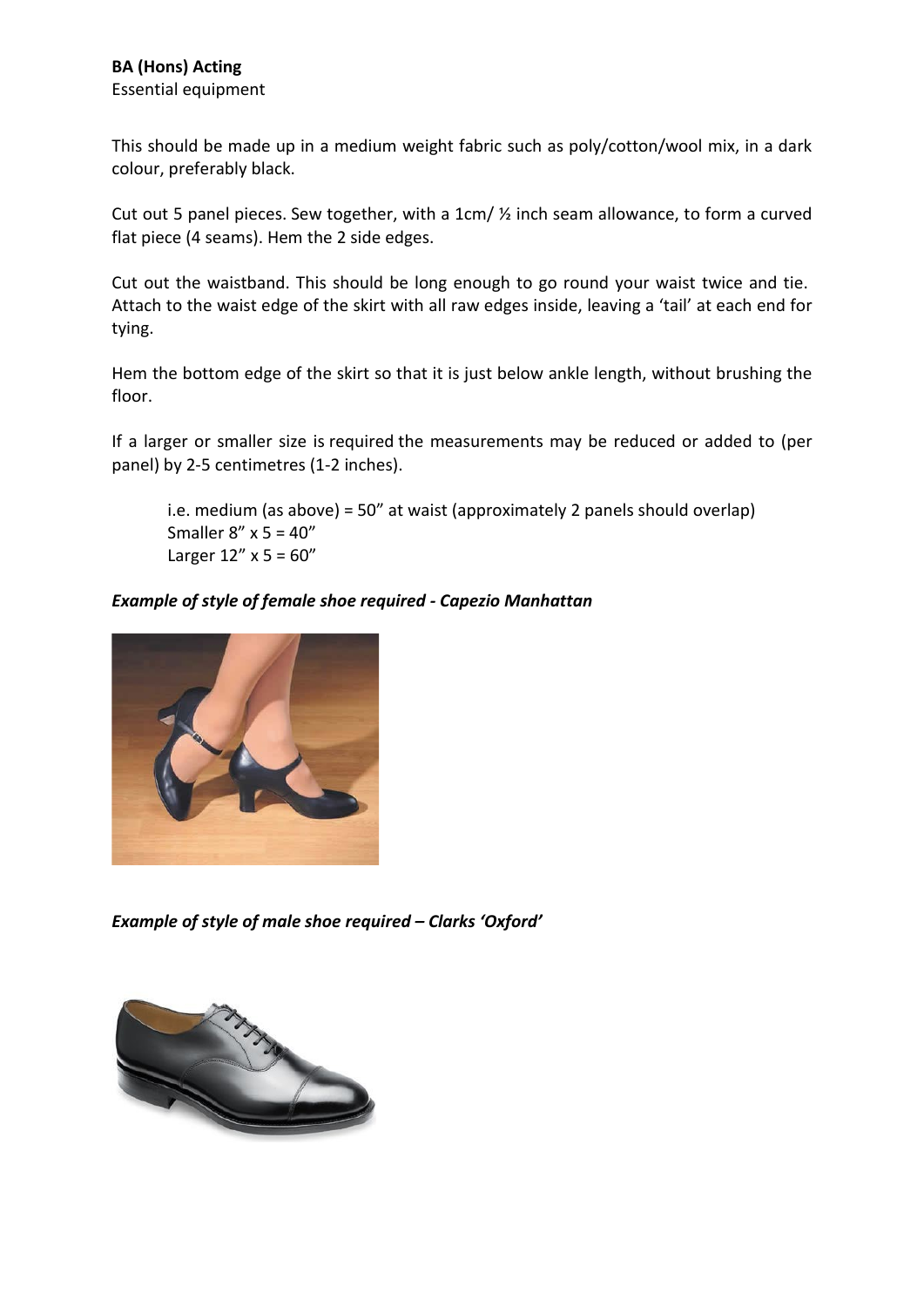**BA (Hons) Acting**
Essential equipment

This should be made up in a medium weight fabric such as poly/cotton/wool mix, in a dark colour, preferably black.

Cut out 5 panel pieces. Sew together, with a 1cm/ ½ inch seam allowance, to form a curved flat piece (4 seams). Hem the 2 side edges.

Cut out the waistband. This should be long enough to go round your waist twice and tie. Attach to the waist edge of the skirt with all raw edges inside, leaving a 'tail' at each end for tying.

Hem the bottom edge of the skirt so that it is just below ankle length, without brushing the floor.

If a larger or smaller size is required the measurements may be reduced or added to (per panel) by 2-5 centimetres (1-2 inches).

> i.e. medium (as above) = 50" at waist (approximately 2 panels should overlap)
> Smaller 8" x 5 = 40"
> Larger 12" x 5 = 60"

***Example of style of female shoe required - Capezio Manhattan***

***Example of style of male shoe required – Clarks 'Oxford'***